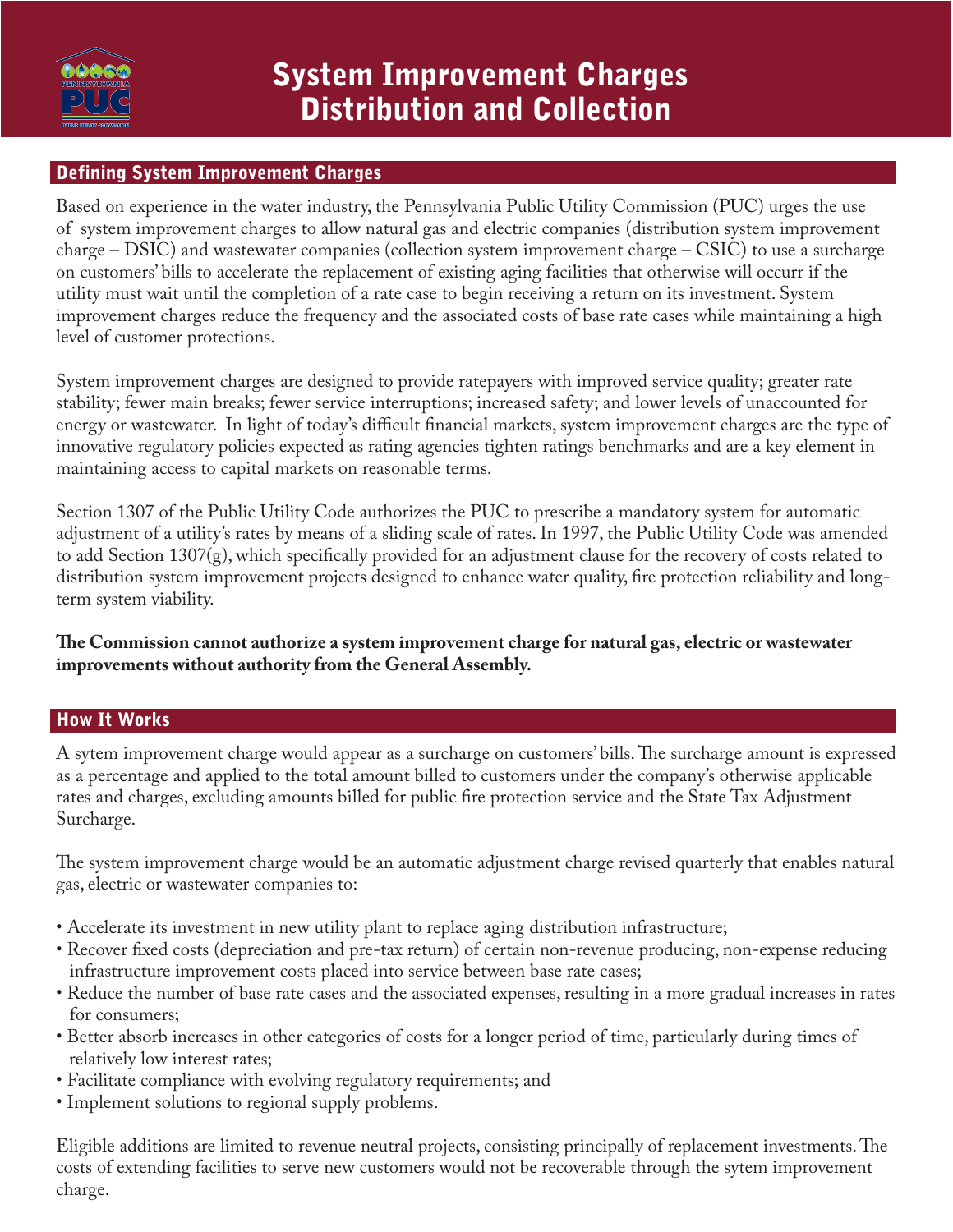# System Improvement Charges Distribution and Collection

## Defining System Improvement Charges

Based on experience in the water industry, the Pennsylvania Public Utility Commission (PUC) urges the use of system improvement charges to allow natural gas and electric companies (distribution system improvement charge – DSIC) and wastewater companies (collection system improvement charge – CSIC) to use a surcharge on customers' bills to accelerate the replacement of existing aging facilities that otherwise will occurr if the utility must wait until the completion of a rate case to begin receiving a return on its investment. System improvement charges reduce the frequency and the associated costs of base rate cases while maintaining a high level of customer protections.

System improvement charges are designed to provide ratepayers with improved service quality; greater rate stability; fewer main breaks; fewer service interruptions; increased safety; and lower levels of unaccounted for energy or wastewater. In light of today's difficult financial markets, system improvement charges are the type of innovative regulatory policies expected as rating agencies tighten ratings benchmarks and are a key element in maintaining access to capital markets on reasonable terms.

Section 1307 of the Public Utility Code authorizes the PUC to prescribe a mandatory system for automatic adjustment of a utility's rates by means of a sliding scale of rates. In 1997, the Public Utility Code was amended to add Section 1307(g), which specifically provided for an adjustment clause for the recovery of costs related to distribution system improvement projects designed to enhance water quality, fire protection reliability and long-term system viability.

**The Commission cannot authorize a system improvement charge for natural gas, electric or wastewater improvements without authority from the General Assembly.**

## How It Works

A sytem improvement charge would appear as a surcharge on customers' bills. The surcharge amount is expressed as a percentage and applied to the total amount billed to customers under the company's otherwise applicable rates and charges, excluding amounts billed for public fire protection service and the State Tax Adjustment Surcharge.

The system improvement charge would be an automatic adjustment charge revised quarterly that enables natural gas, electric or wastewater companies to:

- Accelerate its investment in new utility plant to replace aging distribution infrastructure;
- Recover fixed costs (depreciation and pre-tax return) of certain non-revenue producing, non-expense reducing infrastructure improvement costs placed into service between base rate cases;
- Reduce the number of base rate cases and the associated expenses, resulting in a more gradual increases in rates for consumers;
- Better absorb increases in other categories of costs for a longer period of time, particularly during times of relatively low interest rates;
- Facilitate compliance with evolving regulatory requirements; and
- Implement solutions to regional supply problems.

Eligible additions are limited to revenue neutral projects, consisting principally of replacement investments. The costs of extending facilities to serve new customers would not be recoverable through the sytem improvement charge.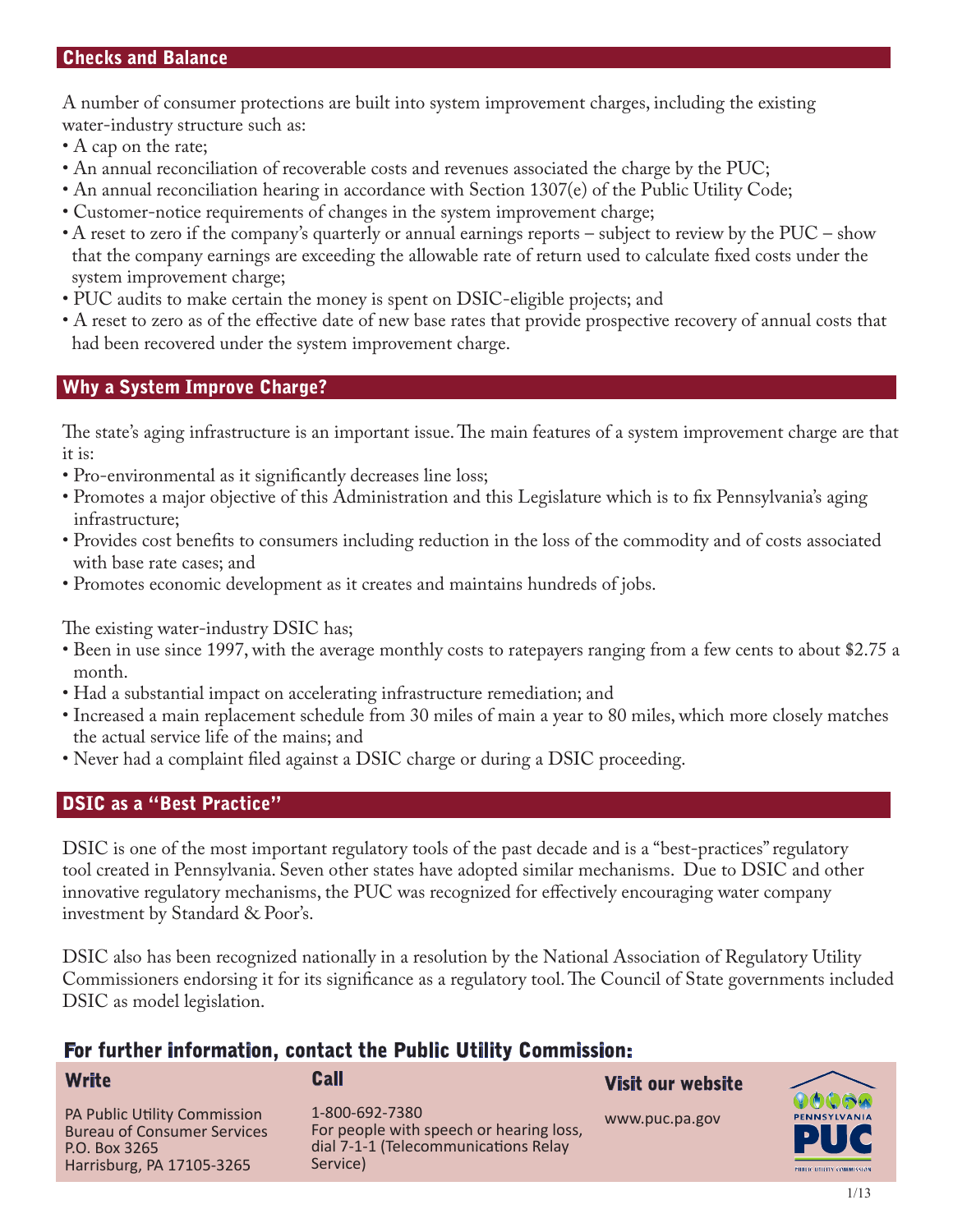## Checks and Balance

A number of consumer protections are built into system improvement charges, including the existing water-industry structure such as:

- A cap on the rate;
- An annual reconciliation of recoverable costs and revenues associated the charge by the PUC;
- An annual reconciliation hearing in accordance with Section 1307(e) of the Public Utility Code;
- Customer-notice requirements of changes in the system improvement charge;
- A reset to zero if the company's quarterly or annual earnings reports – subject to review by the PUC – show that the company earnings are exceeding the allowable rate of return used to calculate fixed costs under the system improvement charge;
- PUC audits to make certain the money is spent on DSIC-eligible projects; and
- A reset to zero as of the effective date of new base rates that provide prospective recovery of annual costs that had been recovered under the system improvement charge.

## Why a System Improve Charge?

The state's aging infrastructure is an important issue. The main features of a system improvement charge are that it is:

- Pro-environmental as it significantly decreases line loss;
- Promotes a major objective of this Administration and this Legislature which is to fix Pennsylvania's aging infrastructure;
- Provides cost benefits to consumers including reduction in the loss of the commodity and of costs associated with base rate cases; and
- Promotes economic development as it creates and maintains hundreds of jobs.

The existing water-industry DSIC has;

- Been in use since 1997, with the average monthly costs to ratepayers ranging from a few cents to about $2.75 a month.
- Had a substantial impact on accelerating infrastructure remediation; and
- Increased a main replacement schedule from 30 miles of main a year to 80 miles, which more closely matches the actual service life of the mains; and
- Never had a complaint filed against a DSIC charge or during a DSIC proceeding.

## DSIC as a "Best Practice"

DSIC is one of the most important regulatory tools of the past decade and is a "best-practices" regulatory tool created in Pennsylvania. Seven other states have adopted similar mechanisms. Due to DSIC and other innovative regulatory mechanisms, the PUC was recognized for effectively encouraging water company investment by Standard & Poor's.

DSIC also has been recognized nationally in a resolution by the National Association of Regulatory Utility Commissioners endorsing it for its significance as a regulatory tool. The Council of State governments included DSIC as model legislation.

## For further information, contact the Public Utility Commission:

**Write**

PA Public Utility Commission
Bureau of Consumer Services
P.O. Box 3265
Harrisburg, PA 17105-3265

**Call**

1-800-692-7380
For people with speech or hearing loss, dial 7-1-1 (Telecommunications Relay Service)

**Visit our website**

www.puc.pa.gov

PENNSYLVANIA PUC
PUBLIC UTILITY COMMISSION

1/13